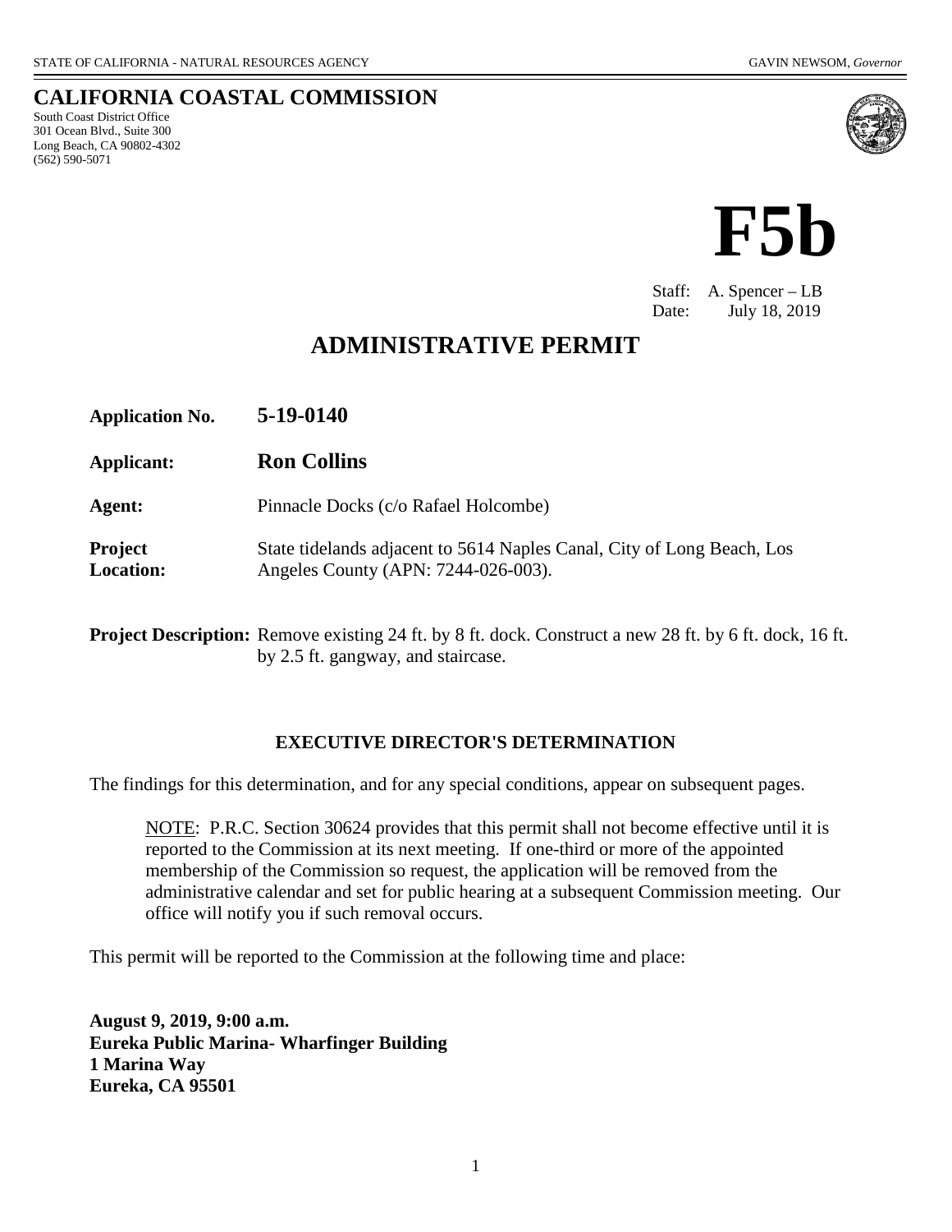STATE OF CALIFORNIA - NATURAL RESOURCES AGENCY GAVIN NEWSOM, *Governor*

# CALIFORNIA COASTAL COMMISSION

South Coast District Office
301 Ocean Blvd., Suite 300
Long Beach, CA 90802-4302
(562) 590-5071

# F5b

Staff: A. Spencer – LB
Date: July 18, 2019

## ADMINISTRATIVE PERMIT

**Application No.** **5-19-0140**

**Applicant:** **Ron Collins**

**Agent:** Pinnacle Docks (c/o Rafael Holcombe)

**Project Location:** State tidelands adjacent to 5614 Naples Canal, City of Long Beach, Los Angeles County (APN: 7244-026-003).

**Project Description:** Remove existing 24 ft. by 8 ft. dock. Construct a new 28 ft. by 6 ft. dock, 16 ft. by 2.5 ft. gangway, and staircase.

### EXECUTIVE DIRECTOR'S DETERMINATION

The findings for this determination, and for any special conditions, appear on subsequent pages.

NOTE: P.R.C. Section 30624 provides that this permit shall not become effective until it is reported to the Commission at its next meeting. If one-third or more of the appointed membership of the Commission so request, the application will be removed from the administrative calendar and set for public hearing at a subsequent Commission meeting. Our office will notify you if such removal occurs.

This permit will be reported to the Commission at the following time and place:

**August 9, 2019, 9:00 a.m.**
**Eureka Public Marina- Wharfinger Building**
**1 Marina Way**
**Eureka, CA 95501**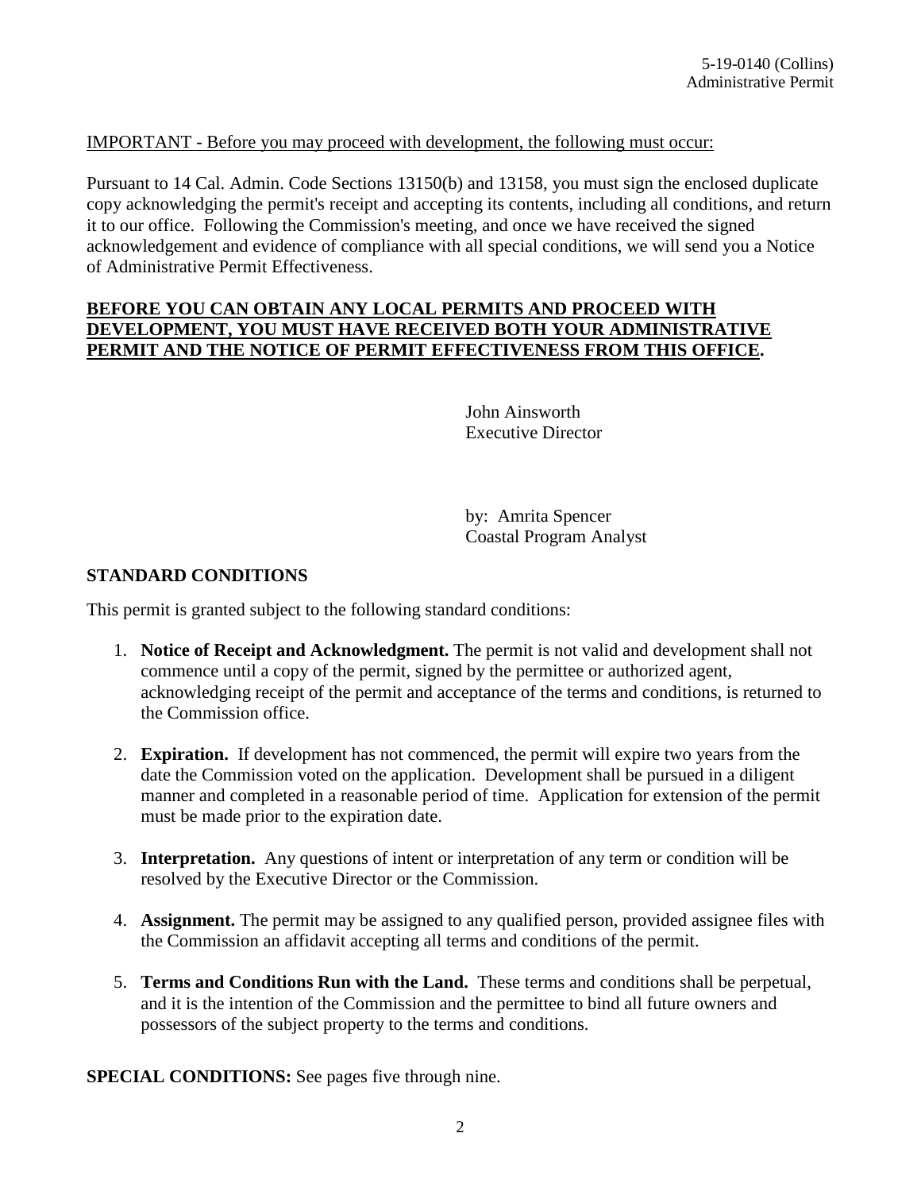IMPORTANT - Before you may proceed with development, the following must occur:

Pursuant to 14 Cal. Admin. Code Sections 13150(b) and 13158, you must sign the enclosed duplicate copy acknowledging the permit's receipt and accepting its contents, including all conditions, and return it to our office. Following the Commission's meeting, and once we have received the signed acknowledgement and evidence of compliance with all special conditions, we will send you a Notice of Administrative Permit Effectiveness.

**BEFORE YOU CAN OBTAIN ANY LOCAL PERMITS AND PROCEED WITH DEVELOPMENT, YOU MUST HAVE RECEIVED BOTH YOUR ADMINISTRATIVE PERMIT AND THE NOTICE OF PERMIT EFFECTIVENESS FROM THIS OFFICE.**

John Ainsworth
Executive Director

by: Amrita Spencer
Coastal Program Analyst

## STANDARD CONDITIONS

This permit is granted subject to the following standard conditions:

1. **Notice of Receipt and Acknowledgment.** The permit is not valid and development shall not commence until a copy of the permit, signed by the permittee or authorized agent, acknowledging receipt of the permit and acceptance of the terms and conditions, is returned to the Commission office.

2. **Expiration.** If development has not commenced, the permit will expire two years from the date the Commission voted on the application. Development shall be pursued in a diligent manner and completed in a reasonable period of time. Application for extension of the permit must be made prior to the expiration date.

3. **Interpretation.** Any questions of intent or interpretation of any term or condition will be resolved by the Executive Director or the Commission.

4. **Assignment.** The permit may be assigned to any qualified person, provided assignee files with the Commission an affidavit accepting all terms and conditions of the permit.

5. **Terms and Conditions Run with the Land.** These terms and conditions shall be perpetual, and it is the intention of the Commission and the permittee to bind all future owners and possessors of the subject property to the terms and conditions.

**SPECIAL CONDITIONS:** See pages five through nine.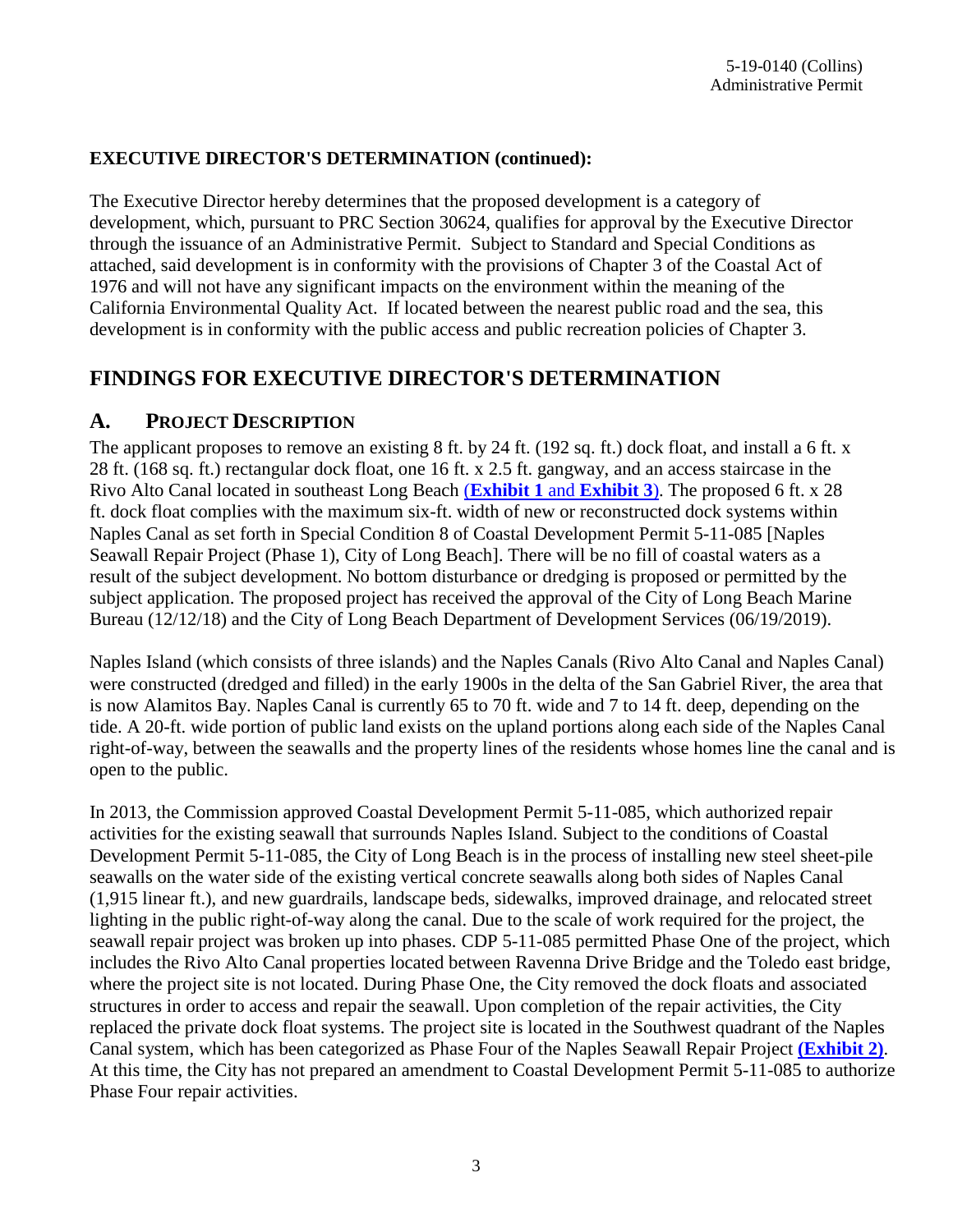## EXECUTIVE DIRECTOR'S DETERMINATION (continued):

The Executive Director hereby determines that the proposed development is a category of development, which, pursuant to PRC Section 30624, qualifies for approval by the Executive Director through the issuance of an Administrative Permit. Subject to Standard and Special Conditions as attached, said development is in conformity with the provisions of Chapter 3 of the Coastal Act of 1976 and will not have any significant impacts on the environment within the meaning of the California Environmental Quality Act. If located between the nearest public road and the sea, this development is in conformity with the public access and public recreation policies of Chapter 3.

# FINDINGS FOR EXECUTIVE DIRECTOR'S DETERMINATION

## A. PROJECT DESCRIPTION

The applicant proposes to remove an existing 8 ft. by 24 ft. (192 sq. ft.) dock float, and install a 6 ft. x 28 ft. (168 sq. ft.) rectangular dock float, one 16 ft. x 2.5 ft. gangway, and an access staircase in the Rivo Alto Canal located in southeast Long Beach (**Exhibit 1** and **Exhibit 3**). The proposed 6 ft. x 28 ft. dock float complies with the maximum six-ft. width of new or reconstructed dock systems within Naples Canal as set forth in Special Condition 8 of Coastal Development Permit 5-11-085 [Naples Seawall Repair Project (Phase 1), City of Long Beach]. There will be no fill of coastal waters as a result of the subject development. No bottom disturbance or dredging is proposed or permitted by the subject application. The proposed project has received the approval of the City of Long Beach Marine Bureau (12/12/18) and the City of Long Beach Department of Development Services (06/19/2019).

Naples Island (which consists of three islands) and the Naples Canals (Rivo Alto Canal and Naples Canal) were constructed (dredged and filled) in the early 1900s in the delta of the San Gabriel River, the area that is now Alamitos Bay. Naples Canal is currently 65 to 70 ft. wide and 7 to 14 ft. deep, depending on the tide. A 20-ft. wide portion of public land exists on the upland portions along each side of the Naples Canal right-of-way, between the seawalls and the property lines of the residents whose homes line the canal and is open to the public.

In 2013, the Commission approved Coastal Development Permit 5-11-085, which authorized repair activities for the existing seawall that surrounds Naples Island. Subject to the conditions of Coastal Development Permit 5-11-085, the City of Long Beach is in the process of installing new steel sheet-pile seawalls on the water side of the existing vertical concrete seawalls along both sides of Naples Canal (1,915 linear ft.), and new guardrails, landscape beds, sidewalks, improved drainage, and relocated street lighting in the public right-of-way along the canal. Due to the scale of work required for the project, the seawall repair project was broken up into phases. CDP 5-11-085 permitted Phase One of the project, which includes the Rivo Alto Canal properties located between Ravenna Drive Bridge and the Toledo east bridge, where the project site is not located. During Phase One, the City removed the dock floats and associated structures in order to access and repair the seawall. Upon completion of the repair activities, the City replaced the private dock float systems. The project site is located in the Southwest quadrant of the Naples Canal system, which has been categorized as Phase Four of the Naples Seawall Repair Project **(Exhibit 2)**. At this time, the City has not prepared an amendment to Coastal Development Permit 5-11-085 to authorize Phase Four repair activities.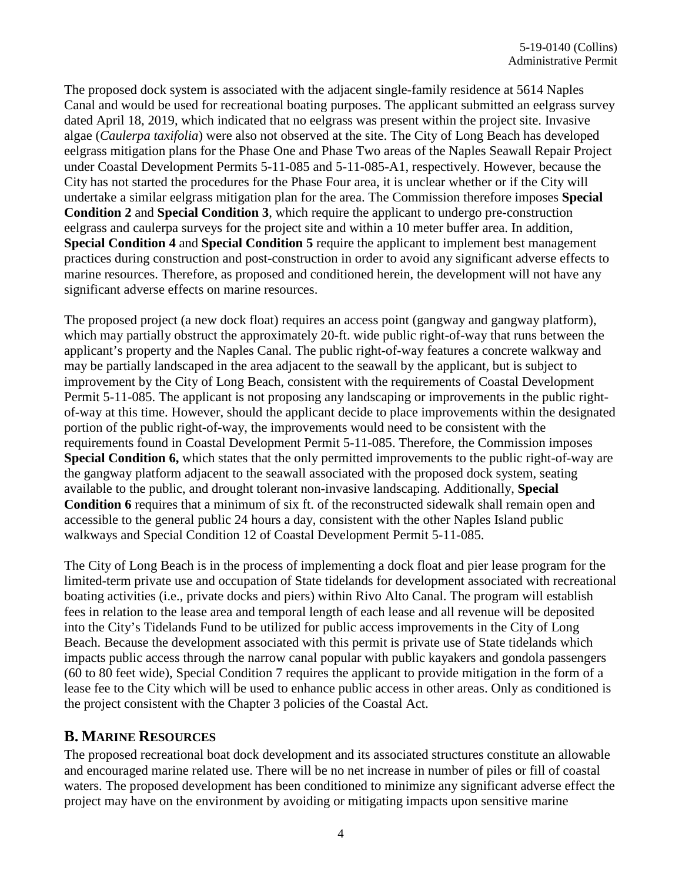The proposed dock system is associated with the adjacent single-family residence at 5614 Naples Canal and would be used for recreational boating purposes. The applicant submitted an eelgrass survey dated April 18, 2019, which indicated that no eelgrass was present within the project site. Invasive algae (*Caulerpa taxifolia*) were also not observed at the site. The City of Long Beach has developed eelgrass mitigation plans for the Phase One and Phase Two areas of the Naples Seawall Repair Project under Coastal Development Permits 5-11-085 and 5-11-085-A1, respectively. However, because the City has not started the procedures for the Phase Four area, it is unclear whether or if the City will undertake a similar eelgrass mitigation plan for the area. The Commission therefore imposes **Special Condition 2** and **Special Condition 3**, which require the applicant to undergo pre-construction eelgrass and caulerpa surveys for the project site and within a 10 meter buffer area. In addition, **Special Condition 4** and **Special Condition 5** require the applicant to implement best management practices during construction and post-construction in order to avoid any significant adverse effects to marine resources. Therefore, as proposed and conditioned herein, the development will not have any significant adverse effects on marine resources.

The proposed project (a new dock float) requires an access point (gangway and gangway platform), which may partially obstruct the approximately 20-ft. wide public right-of-way that runs between the applicant's property and the Naples Canal. The public right-of-way features a concrete walkway and may be partially landscaped in the area adjacent to the seawall by the applicant, but is subject to improvement by the City of Long Beach, consistent with the requirements of Coastal Development Permit 5-11-085. The applicant is not proposing any landscaping or improvements in the public right-of-way at this time. However, should the applicant decide to place improvements within the designated portion of the public right-of-way, the improvements would need to be consistent with the requirements found in Coastal Development Permit 5-11-085. Therefore, the Commission imposes **Special Condition 6,** which states that the only permitted improvements to the public right-of-way are the gangway platform adjacent to the seawall associated with the proposed dock system, seating available to the public, and drought tolerant non-invasive landscaping. Additionally, **Special Condition 6** requires that a minimum of six ft. of the reconstructed sidewalk shall remain open and accessible to the general public 24 hours a day, consistent with the other Naples Island public walkways and Special Condition 12 of Coastal Development Permit 5-11-085.

The City of Long Beach is in the process of implementing a dock float and pier lease program for the limited-term private use and occupation of State tidelands for development associated with recreational boating activities (i.e., private docks and piers) within Rivo Alto Canal. The program will establish fees in relation to the lease area and temporal length of each lease and all revenue will be deposited into the City's Tidelands Fund to be utilized for public access improvements in the City of Long Beach. Because the development associated with this permit is private use of State tidelands which impacts public access through the narrow canal popular with public kayakers and gondola passengers (60 to 80 feet wide), Special Condition 7 requires the applicant to provide mitigation in the form of a lease fee to the City which will be used to enhance public access in other areas. Only as conditioned is the project consistent with the Chapter 3 policies of the Coastal Act.

## B. Marine Resources

The proposed recreational boat dock development and its associated structures constitute an allowable and encouraged marine related use. There will be no net increase in number of piles or fill of coastal waters. The proposed development has been conditioned to minimize any significant adverse effect the project may have on the environment by avoiding or mitigating impacts upon sensitive marine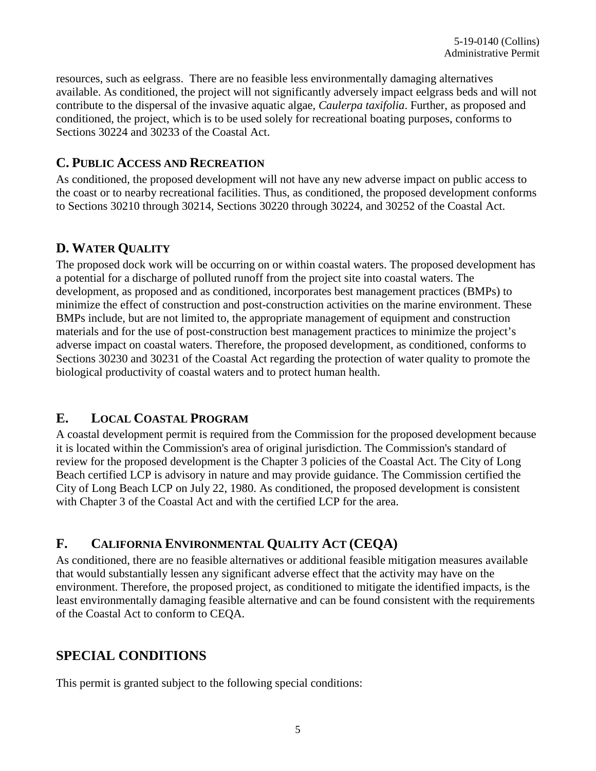resources, such as eelgrass. There are no feasible less environmentally damaging alternatives available. As conditioned, the project will not significantly adversely impact eelgrass beds and will not contribute to the dispersal of the invasive aquatic algae, *Caulerpa taxifolia*. Further, as proposed and conditioned, the project, which is to be used solely for recreational boating purposes, conforms to Sections 30224 and 30233 of the Coastal Act.

## C. PUBLIC ACCESS AND RECREATION

As conditioned, the proposed development will not have any new adverse impact on public access to the coast or to nearby recreational facilities. Thus, as conditioned, the proposed development conforms to Sections 30210 through 30214, Sections 30220 through 30224, and 30252 of the Coastal Act.

## D. WATER QUALITY

The proposed dock work will be occurring on or within coastal waters. The proposed development has a potential for a discharge of polluted runoff from the project site into coastal waters. The development, as proposed and as conditioned, incorporates best management practices (BMPs) to minimize the effect of construction and post-construction activities on the marine environment. These BMPs include, but are not limited to, the appropriate management of equipment and construction materials and for the use of post-construction best management practices to minimize the project's adverse impact on coastal waters. Therefore, the proposed development, as conditioned, conforms to Sections 30230 and 30231 of the Coastal Act regarding the protection of water quality to promote the biological productivity of coastal waters and to protect human health.

## E. LOCAL COASTAL PROGRAM

A coastal development permit is required from the Commission for the proposed development because it is located within the Commission's area of original jurisdiction. The Commission's standard of review for the proposed development is the Chapter 3 policies of the Coastal Act. The City of Long Beach certified LCP is advisory in nature and may provide guidance. The Commission certified the City of Long Beach LCP on July 22, 1980. As conditioned, the proposed development is consistent with Chapter 3 of the Coastal Act and with the certified LCP for the area.

## F. CALIFORNIA ENVIRONMENTAL QUALITY ACT (CEQA)

As conditioned, there are no feasible alternatives or additional feasible mitigation measures available that would substantially lessen any significant adverse effect that the activity may have on the environment. Therefore, the proposed project, as conditioned to mitigate the identified impacts, is the least environmentally damaging feasible alternative and can be found consistent with the requirements of the Coastal Act to conform to CEQA.

# SPECIAL CONDITIONS

This permit is granted subject to the following special conditions: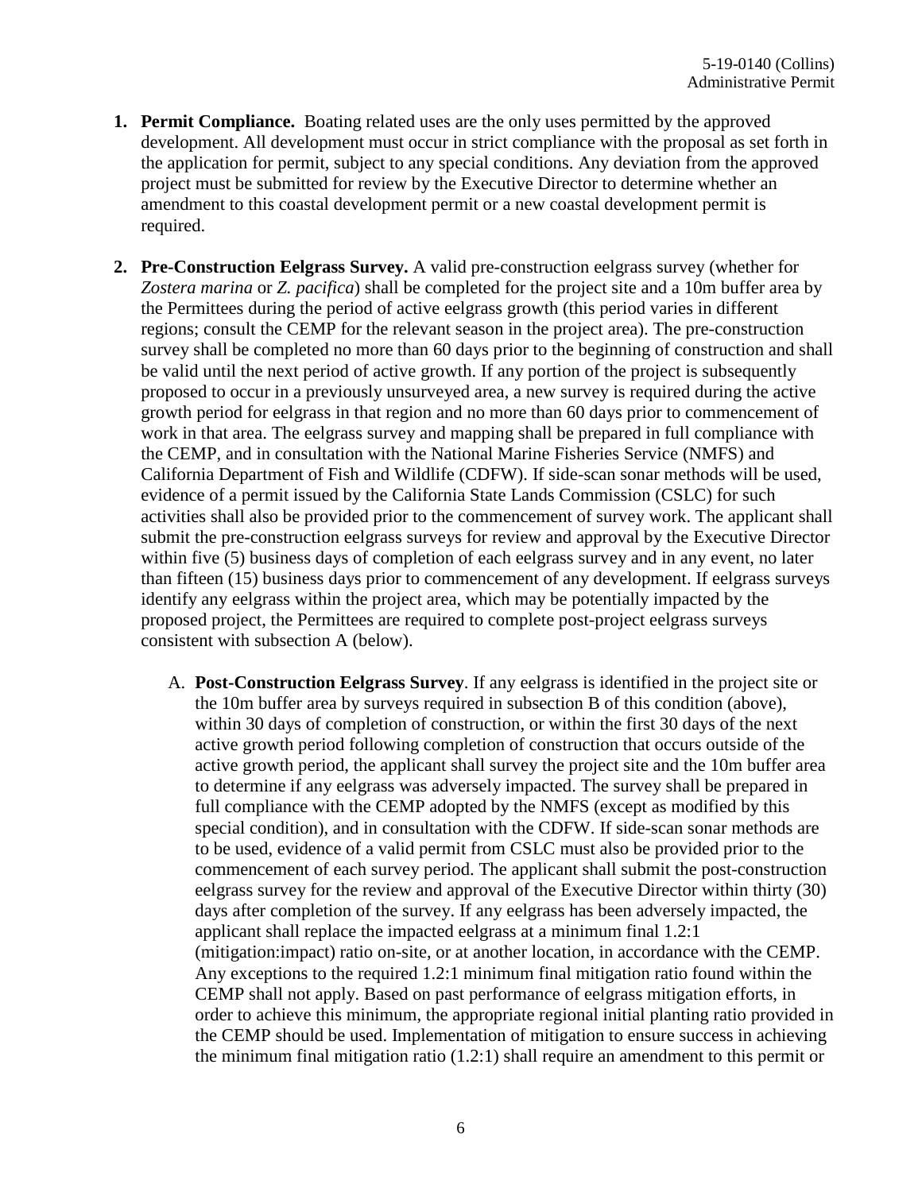1. **Permit Compliance.** Boating related uses are the only uses permitted by the approved development. All development must occur in strict compliance with the proposal as set forth in the application for permit, subject to any special conditions. Any deviation from the approved project must be submitted for review by the Executive Director to determine whether an amendment to this coastal development permit or a new coastal development permit is required.

2. **Pre-Construction Eelgrass Survey.** A valid pre-construction eelgrass survey (whether for *Zostera marina* or *Z. pacifica*) shall be completed for the project site and a 10m buffer area by the Permittees during the period of active eelgrass growth (this period varies in different regions; consult the CEMP for the relevant season in the project area). The pre-construction survey shall be completed no more than 60 days prior to the beginning of construction and shall be valid until the next period of active growth. If any portion of the project is subsequently proposed to occur in a previously unsurveyed area, a new survey is required during the active growth period for eelgrass in that region and no more than 60 days prior to commencement of work in that area. The eelgrass survey and mapping shall be prepared in full compliance with the CEMP, and in consultation with the National Marine Fisheries Service (NMFS) and California Department of Fish and Wildlife (CDFW). If side-scan sonar methods will be used, evidence of a permit issued by the California State Lands Commission (CSLC) for such activities shall also be provided prior to the commencement of survey work. The applicant shall submit the pre-construction eelgrass surveys for review and approval by the Executive Director within five (5) business days of completion of each eelgrass survey and in any event, no later than fifteen (15) business days prior to commencement of any development. If eelgrass surveys identify any eelgrass within the project area, which may be potentially impacted by the proposed project, the Permittees are required to complete post-project eelgrass surveys consistent with subsection A (below).

   A. **Post-Construction Eelgrass Survey**. If any eelgrass is identified in the project site or the 10m buffer area by surveys required in subsection B of this condition (above), within 30 days of completion of construction, or within the first 30 days of the next active growth period following completion of construction that occurs outside of the active growth period, the applicant shall survey the project site and the 10m buffer area to determine if any eelgrass was adversely impacted. The survey shall be prepared in full compliance with the CEMP adopted by the NMFS (except as modified by this special condition), and in consultation with the CDFW. If side-scan sonar methods are to be used, evidence of a valid permit from CSLC must also be provided prior to the commencement of each survey period. The applicant shall submit the post-construction eelgrass survey for the review and approval of the Executive Director within thirty (30) days after completion of the survey. If any eelgrass has been adversely impacted, the applicant shall replace the impacted eelgrass at a minimum final 1.2:1 (mitigation:impact) ratio on-site, or at another location, in accordance with the CEMP. Any exceptions to the required 1.2:1 minimum final mitigation ratio found within the CEMP shall not apply. Based on past performance of eelgrass mitigation efforts, in order to achieve this minimum, the appropriate regional initial planting ratio provided in the CEMP should be used. Implementation of mitigation to ensure success in achieving the minimum final mitigation ratio (1.2:1) shall require an amendment to this permit or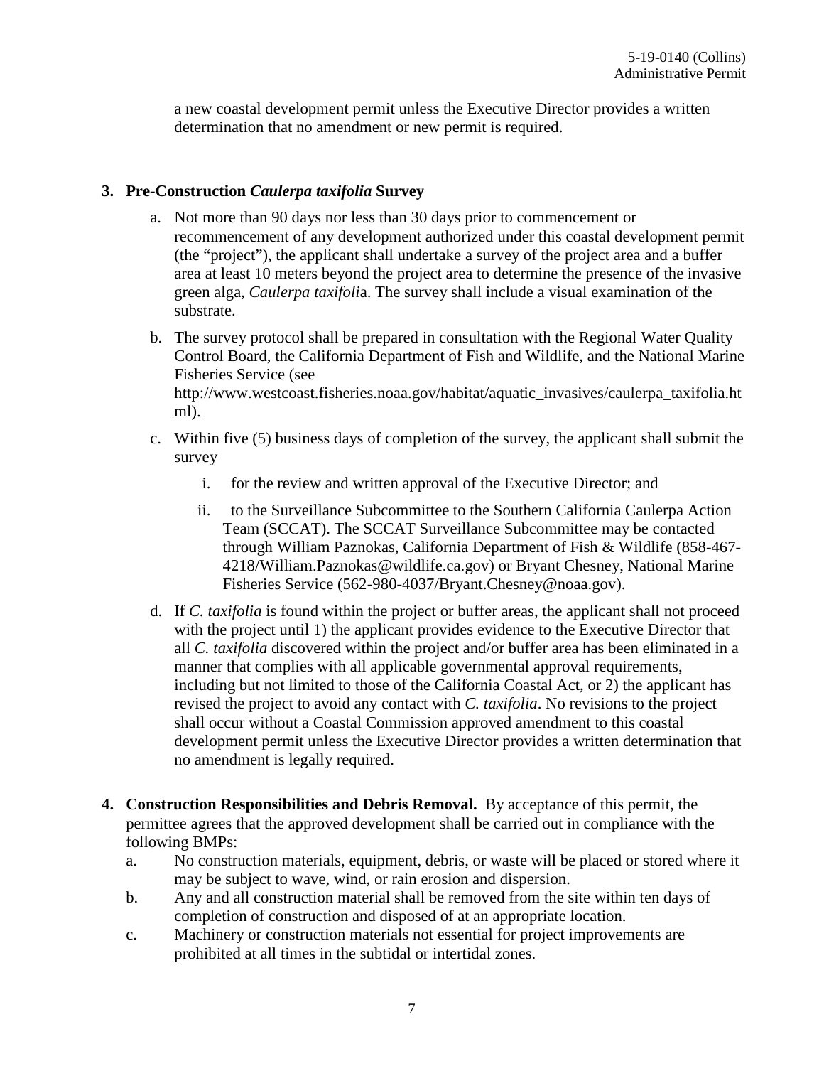a new coastal development permit unless the Executive Director provides a written determination that no amendment or new permit is required.

**3. Pre-Construction *Caulerpa taxifolia* Survey**

a. Not more than 90 days nor less than 30 days prior to commencement or recommencement of any development authorized under this coastal development permit (the "project"), the applicant shall undertake a survey of the project area and a buffer area at least 10 meters beyond the project area to determine the presence of the invasive green alga, *Caulerpa taxifolia*. The survey shall include a visual examination of the substrate.

b. The survey protocol shall be prepared in consultation with the Regional Water Quality Control Board, the California Department of Fish and Wildlife, and the National Marine Fisheries Service (see http://www.westcoast.fisheries.noaa.gov/habitat/aquatic_invasives/caulerpa_taxifolia.html).

c. Within five (5) business days of completion of the survey, the applicant shall submit the survey

   i. for the review and written approval of the Executive Director; and

   ii. to the Surveillance Subcommittee to the Southern California Caulerpa Action Team (SCCAT). The SCCAT Surveillance Subcommittee may be contacted through William Paznokas, California Department of Fish & Wildlife (858-467-4218/William.Paznokas@wildlife.ca.gov) or Bryant Chesney, National Marine Fisheries Service (562-980-4037/Bryant.Chesney@noaa.gov).

d. If *C. taxifolia* is found within the project or buffer areas, the applicant shall not proceed with the project until 1) the applicant provides evidence to the Executive Director that all *C. taxifolia* discovered within the project and/or buffer area has been eliminated in a manner that complies with all applicable governmental approval requirements, including but not limited to those of the California Coastal Act, or 2) the applicant has revised the project to avoid any contact with *C. taxifolia*. No revisions to the project shall occur without a Coastal Commission approved amendment to this coastal development permit unless the Executive Director provides a written determination that no amendment is legally required.

**4. Construction Responsibilities and Debris Removal.** By acceptance of this permit, the permittee agrees that the approved development shall be carried out in compliance with the following BMPs:

a. No construction materials, equipment, debris, or waste will be placed or stored where it may be subject to wave, wind, or rain erosion and dispersion.

b. Any and all construction material shall be removed from the site within ten days of completion of construction and disposed of at an appropriate location.

c. Machinery or construction materials not essential for project improvements are prohibited at all times in the subtidal or intertidal zones.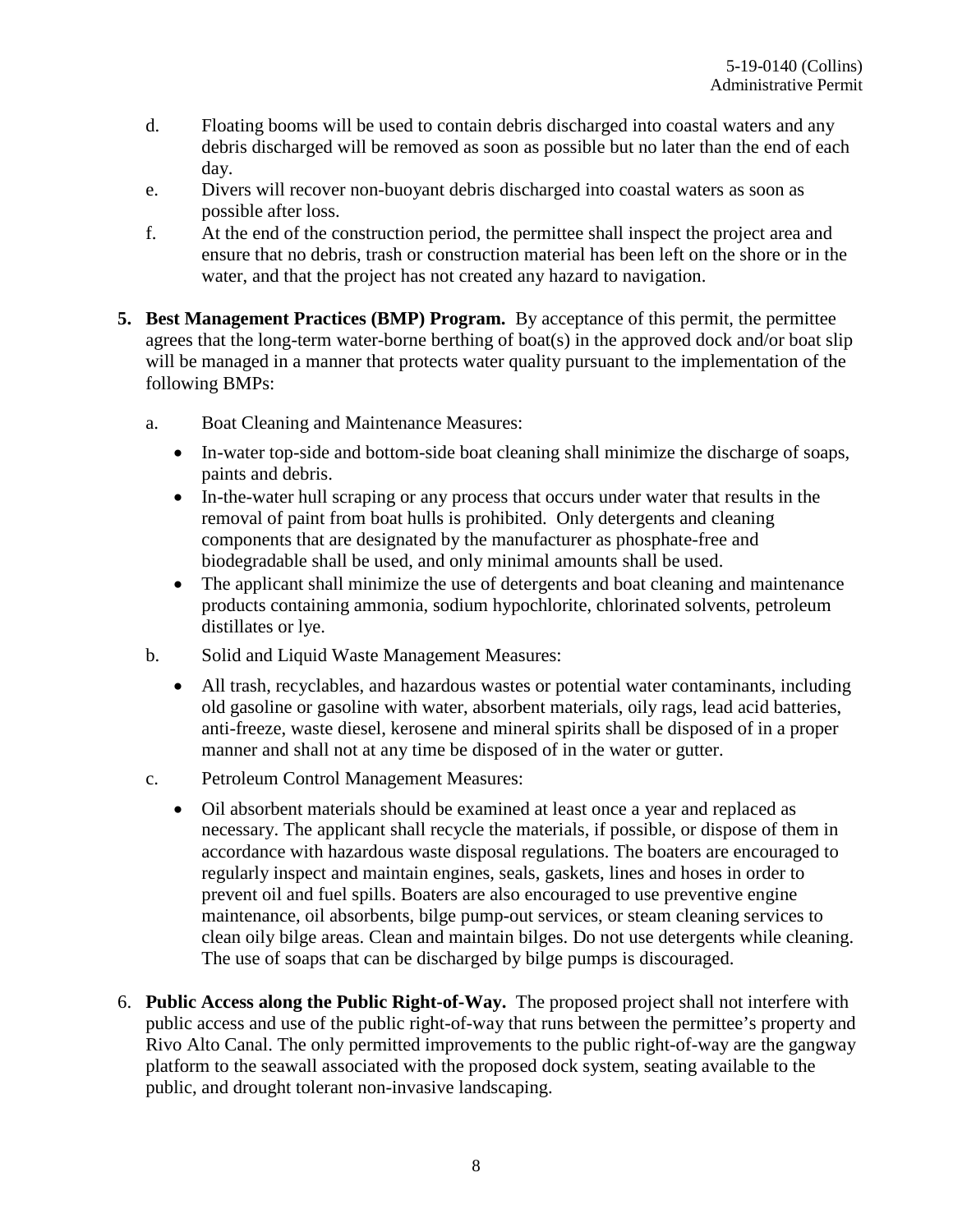d. Floating booms will be used to contain debris discharged into coastal waters and any debris discharged will be removed as soon as possible but no later than the end of each day.

e. Divers will recover non-buoyant debris discharged into coastal waters as soon as possible after loss.

f. At the end of the construction period, the permittee shall inspect the project area and ensure that no debris, trash or construction material has been left on the shore or in the water, and that the project has not created any hazard to navigation.

**5. Best Management Practices (BMP) Program.** By acceptance of this permit, the permittee agrees that the long-term water-borne berthing of boat(s) in the approved dock and/or boat slip will be managed in a manner that protects water quality pursuant to the implementation of the following BMPs:

a. Boat Cleaning and Maintenance Measures:

- In-water top-side and bottom-side boat cleaning shall minimize the discharge of soaps, paints and debris.
- In-the-water hull scraping or any process that occurs under water that results in the removal of paint from boat hulls is prohibited. Only detergents and cleaning components that are designated by the manufacturer as phosphate-free and biodegradable shall be used, and only minimal amounts shall be used.
- The applicant shall minimize the use of detergents and boat cleaning and maintenance products containing ammonia, sodium hypochlorite, chlorinated solvents, petroleum distillates or lye.

b. Solid and Liquid Waste Management Measures:

- All trash, recyclables, and hazardous wastes or potential water contaminants, including old gasoline or gasoline with water, absorbent materials, oily rags, lead acid batteries, anti-freeze, waste diesel, kerosene and mineral spirits shall be disposed of in a proper manner and shall not at any time be disposed of in the water or gutter.

c. Petroleum Control Management Measures:

- Oil absorbent materials should be examined at least once a year and replaced as necessary. The applicant shall recycle the materials, if possible, or dispose of them in accordance with hazardous waste disposal regulations. The boaters are encouraged to regularly inspect and maintain engines, seals, gaskets, lines and hoses in order to prevent oil and fuel spills. Boaters are also encouraged to use preventive engine maintenance, oil absorbents, bilge pump-out services, or steam cleaning services to clean oily bilge areas. Clean and maintain bilges. Do not use detergents while cleaning. The use of soaps that can be discharged by bilge pumps is discouraged.

6. **Public Access along the Public Right-of-Way.** The proposed project shall not interfere with public access and use of the public right-of-way that runs between the permittee's property and Rivo Alto Canal. The only permitted improvements to the public right-of-way are the gangway platform to the seawall associated with the proposed dock system, seating available to the public, and drought tolerant non-invasive landscaping.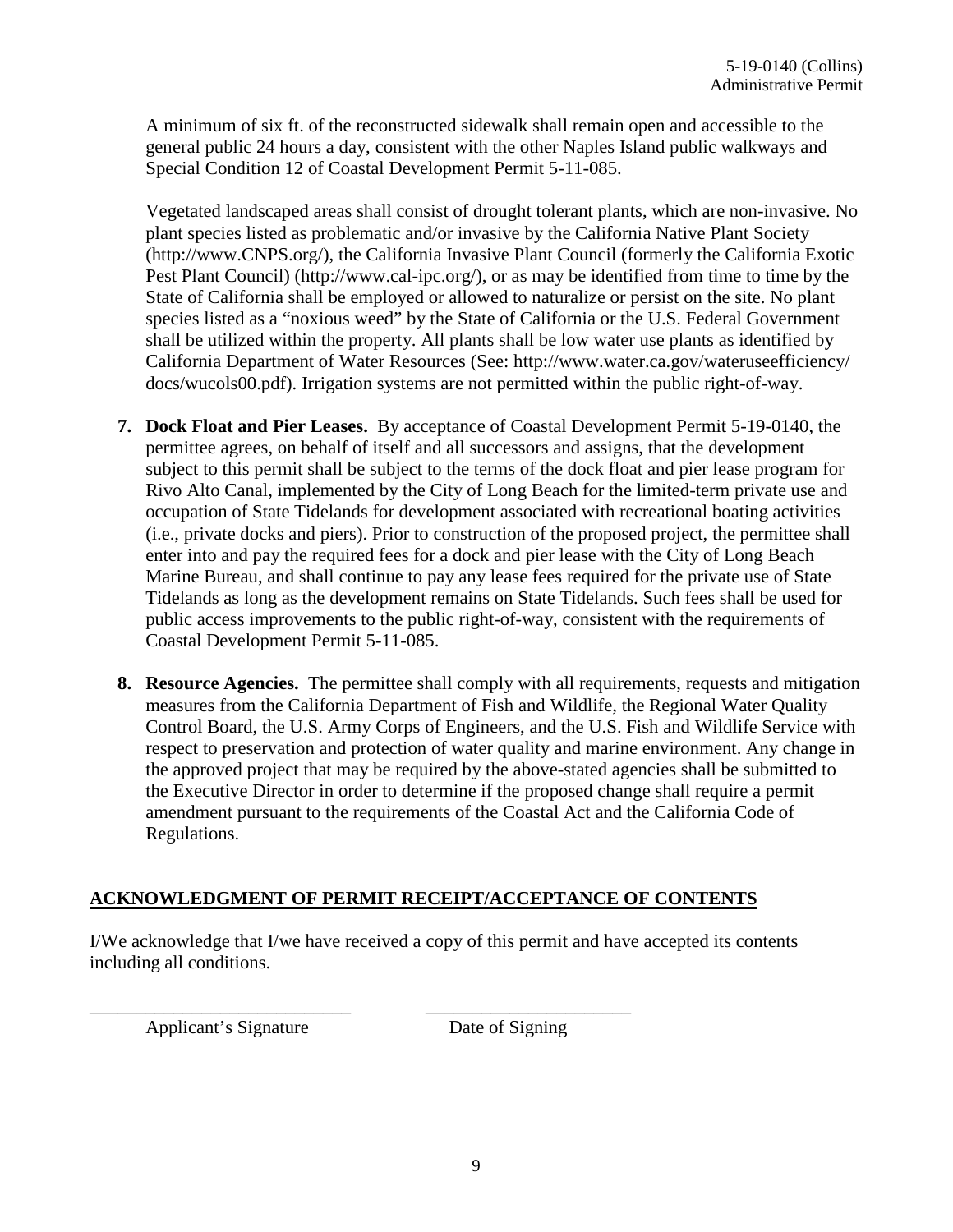A minimum of six ft. of the reconstructed sidewalk shall remain open and accessible to the general public 24 hours a day, consistent with the other Naples Island public walkways and Special Condition 12 of Coastal Development Permit 5-11-085.

Vegetated landscaped areas shall consist of drought tolerant plants, which are non-invasive. No plant species listed as problematic and/or invasive by the California Native Plant Society (http://www.CNPS.org/), the California Invasive Plant Council (formerly the California Exotic Pest Plant Council) (http://www.cal-ipc.org/), or as may be identified from time to time by the State of California shall be employed or allowed to naturalize or persist on the site. No plant species listed as a "noxious weed" by the State of California or the U.S. Federal Government shall be utilized within the property. All plants shall be low water use plants as identified by California Department of Water Resources (See: http://www.water.ca.gov/wateruseefficiency/docs/wucols00.pdf). Irrigation systems are not permitted within the public right-of-way.

7. **Dock Float and Pier Leases.** By acceptance of Coastal Development Permit 5-19-0140, the permittee agrees, on behalf of itself and all successors and assigns, that the development subject to this permit shall be subject to the terms of the dock float and pier lease program for Rivo Alto Canal, implemented by the City of Long Beach for the limited-term private use and occupation of State Tidelands for development associated with recreational boating activities (i.e., private docks and piers). Prior to construction of the proposed project, the permittee shall enter into and pay the required fees for a dock and pier lease with the City of Long Beach Marine Bureau, and shall continue to pay any lease fees required for the private use of State Tidelands as long as the development remains on State Tidelands. Such fees shall be used for public access improvements to the public right-of-way, consistent with the requirements of Coastal Development Permit 5-11-085.

8. **Resource Agencies.** The permittee shall comply with all requirements, requests and mitigation measures from the California Department of Fish and Wildlife, the Regional Water Quality Control Board, the U.S. Army Corps of Engineers, and the U.S. Fish and Wildlife Service with respect to preservation and protection of water quality and marine environment. Any change in the approved project that may be required by the above-stated agencies shall be submitted to the Executive Director in order to determine if the proposed change shall require a permit amendment pursuant to the requirements of the Coastal Act and the California Code of Regulations.

## ACKNOWLEDGMENT OF PERMIT RECEIPT/ACCEPTANCE OF CONTENTS

I/We acknowledge that I/we have received a copy of this permit and have accepted its contents including all conditions.

\_\_\_\_\_\_\_\_\_\_\_\_\_\_\_\_\_\_\_\_\_\_\_\_\_\_\_\_ \_\_\_\_\_\_\_\_\_\_\_\_\_\_\_\_\_\_\_\_\_\_

Applicant's Signature Date of Signing